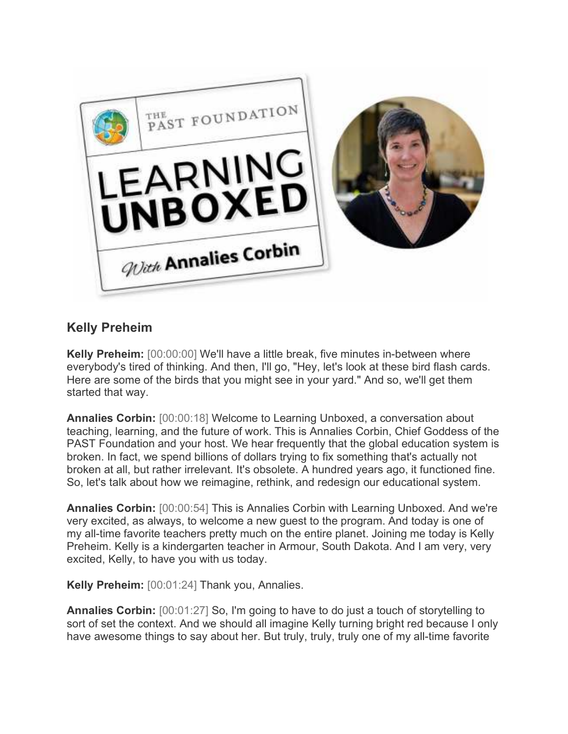## Kelly Preheim

**Kelly Preheim:** [00:00:00] We'll have a little break, five minutes in-between where everybody's tired of thinking. And then, I'll go, "Hey, let's look at these bird flash cards. Here are some of the birds that you might see in your yard." And so, we'll get them started that way.

**Annalies Corbin:** [00:00:18] Welcome to Learning Unboxed, a conversation about teaching, learning, and the future of work. This is Annalies Corbin, Chief Goddess of the PAST Foundation and your host. We hear frequently that the global education system is broken. In fact, we spend billions of dollars trying to fix something that's actually not broken at all, but rather irrelevant. It's obsolete. A hundred years ago, it functioned fine. So, let's talk about how we reimagine, rethink, and redesign our educational system.

**Annalies Corbin:** [00:00:54] This is Annalies Corbin with Learning Unboxed. And we're very excited, as always, to welcome a new guest to the program. And today is one of my all-time favorite teachers pretty much on the entire planet. Joining me today is Kelly Preheim. Kelly is a kindergarten teacher in Armour, South Dakota. And I am very, very excited, Kelly, to have you with us today.

**Kelly Preheim:** [00:01:24] Thank you, Annalies.

**Annalies Corbin:** [00:01:27] So, I'm going to have to do just a touch of storytelling to sort of set the context. And we should all imagine Kelly turning bright red because I only have awesome things to say about her. But truly, truly, truly one of my all-time favorite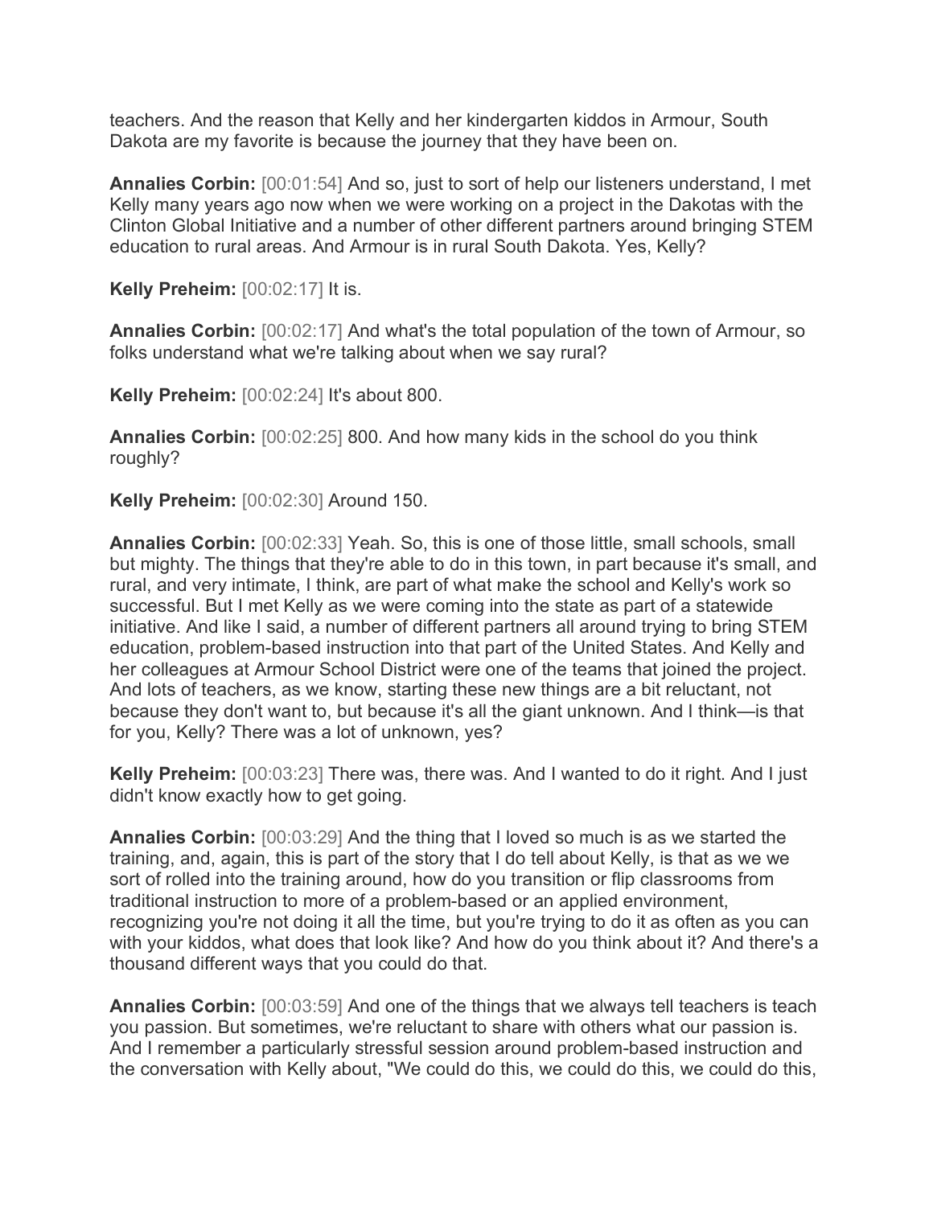teachers. And the reason that Kelly and her kindergarten kiddos in Armour, South Dakota are my favorite is because the journey that they have been on.

**Annalies Corbin:** [00:01:54] And so, just to sort of help our listeners understand, I met Kelly many years ago now when we were working on a project in the Dakotas with the Clinton Global Initiative and a number of other different partners around bringing STEM education to rural areas. And Armour is in rural South Dakota. Yes, Kelly?

**Kelly Preheim:** [00:02:17] It is.

**Annalies Corbin:** [00:02:17] And what's the total population of the town of Armour, so folks understand what we're talking about when we say rural?

**Kelly Preheim:** [00:02:24] It's about 800.

**Annalies Corbin:** [00:02:25] 800. And how many kids in the school do you think roughly?

**Kelly Preheim:** [00:02:30] Around 150.

**Annalies Corbin:** [00:02:33] Yeah. So, this is one of those little, small schools, small but mighty. The things that they're able to do in this town, in part because it's small, and rural, and very intimate, I think, are part of what make the school and Kelly's work so successful. But I met Kelly as we were coming into the state as part of a statewide initiative. And like I said, a number of different partners all around trying to bring STEM education, problem-based instruction into that part of the United States. And Kelly and her colleagues at Armour School District were one of the teams that joined the project. And lots of teachers, as we know, starting these new things are a bit reluctant, not because they don't want to, but because it's all the giant unknown. And I think—is that for you, Kelly? There was a lot of unknown, yes?

**Kelly Preheim:** [00:03:23] There was, there was. And I wanted to do it right. And I just didn't know exactly how to get going.

**Annalies Corbin:** [00:03:29] And the thing that I loved so much is as we started the training, and, again, this is part of the story that I do tell about Kelly, is that as we we sort of rolled into the training around, how do you transition or flip classrooms from traditional instruction to more of a problem-based or an applied environment, recognizing you're not doing it all the time, but you're trying to do it as often as you can with your kiddos, what does that look like? And how do you think about it? And there's a thousand different ways that you could do that.

**Annalies Corbin:** [00:03:59] And one of the things that we always tell teachers is teach you passion. But sometimes, we're reluctant to share with others what our passion is. And I remember a particularly stressful session around problem-based instruction and the conversation with Kelly about, "We could do this, we could do this, we could do this,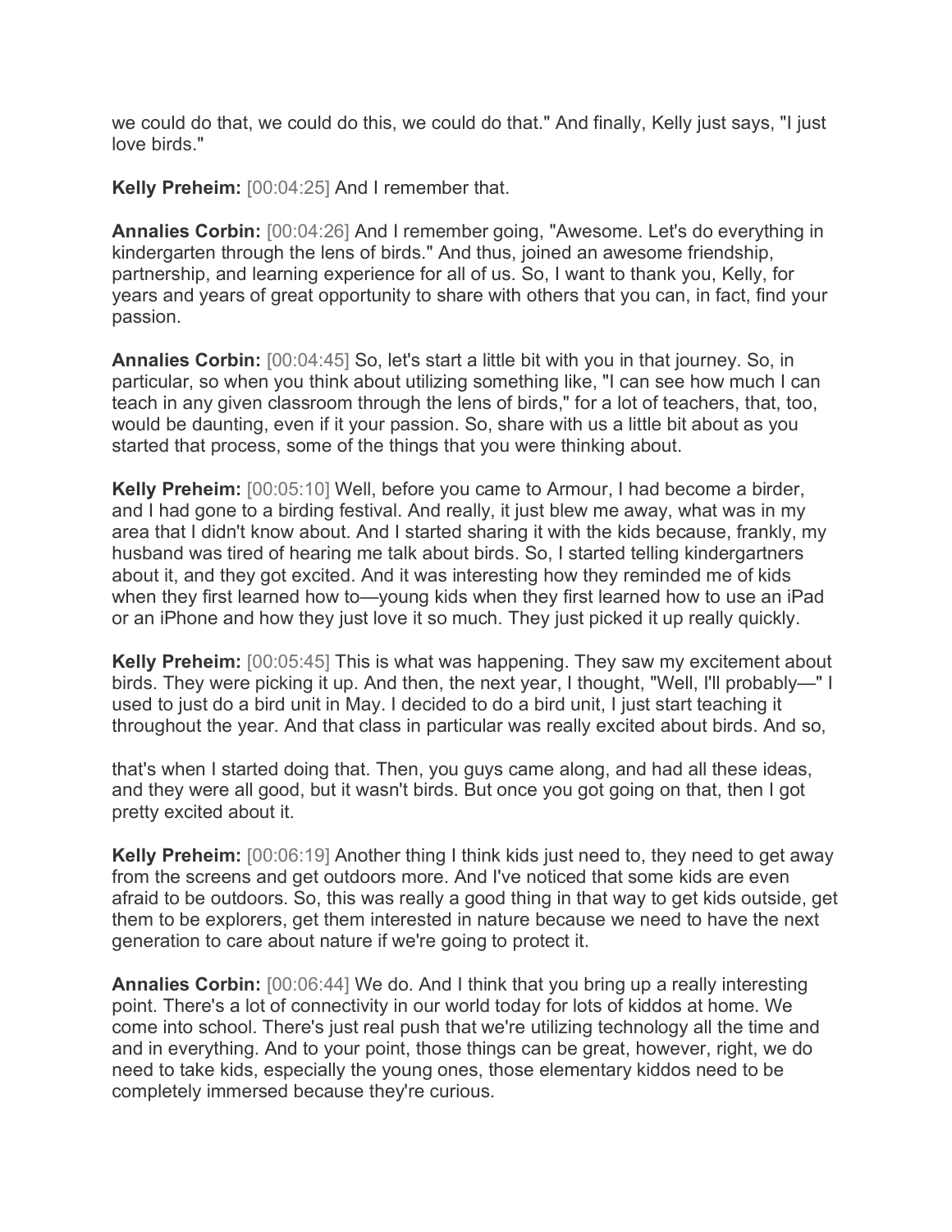we could do that, we could do this, we could do that." And finally, Kelly just says, "I just love birds."

**Kelly Preheim:** [00:04:25] And I remember that.

**Annalies Corbin:** [00:04:26] And I remember going, "Awesome. Let's do everything in kindergarten through the lens of birds." And thus, joined an awesome friendship, partnership, and learning experience for all of us. So, I want to thank you, Kelly, for years and years of great opportunity to share with others that you can, in fact, find your passion.

**Annalies Corbin:** [00:04:45] So, let's start a little bit with you in that journey. So, in particular, so when you think about utilizing something like, "I can see how much I can teach in any given classroom through the lens of birds," for a lot of teachers, that, too, would be daunting, even if it your passion. So, share with us a little bit about as you started that process, some of the things that you were thinking about.

**Kelly Preheim:** [00:05:10] Well, before you came to Armour, I had become a birder, and I had gone to a birding festival. And really, it just blew me away, what was in my area that I didn't know about. And I started sharing it with the kids because, frankly, my husband was tired of hearing me talk about birds. So, I started telling kindergartners about it, and they got excited. And it was interesting how they reminded me of kids when they first learned how to—young kids when they first learned how to use an iPad or an iPhone and how they just love it so much. They just picked it up really quickly.

**Kelly Preheim:** [00:05:45] This is what was happening. They saw my excitement about birds. They were picking it up. And then, the next year, I thought, "Well, I'll probably—" I used to just do a bird unit in May. I decided to do a bird unit, I just start teaching it throughout the year. And that class in particular was really excited about birds. And so, that's when I started doing that. Then, you guys came along, and had all these ideas, and they were all good, but it wasn't birds. But once you got going on that, then I got pretty excited about it.

**Kelly Preheim:** [00:06:19] Another thing I think kids just need to, they need to get away from the screens and get outdoors more. And I've noticed that some kids are even afraid to be outdoors. So, this was really a good thing in that way to get kids outside, get them to be explorers, get them interested in nature because we need to have the next generation to care about nature if we're going to protect it.

**Annalies Corbin:** [00:06:44] We do. And I think that you bring up a really interesting point. There's a lot of connectivity in our world today for lots of kiddos at home. We come into school. There's just real push that we're utilizing technology all the time and and in everything. And to your point, those things can be great, however, right, we do need to take kids, especially the young ones, those elementary kiddos need to be completely immersed because they're curious.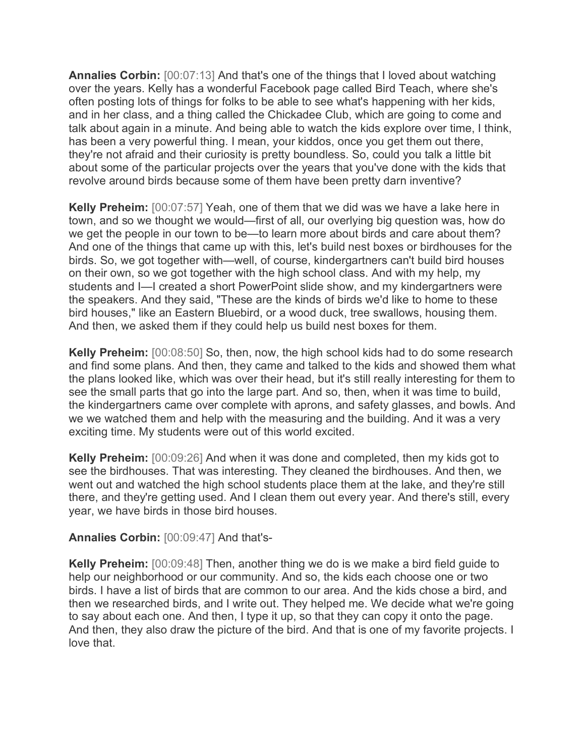**Annalies Corbin:** [00:07:13] And that's one of the things that I loved about watching over the years. Kelly has a wonderful Facebook page called Bird Teach, where she's often posting lots of things for folks to be able to see what's happening with her kids, and in her class, and a thing called the Chickadee Club, which are going to come and talk about again in a minute. And being able to watch the kids explore over time, I think, has been a very powerful thing. I mean, your kiddos, once you get them out there, they're not afraid and their curiosity is pretty boundless. So, could you talk a little bit about some of the particular projects over the years that you've done with the kids that revolve around birds because some of them have been pretty darn inventive?

**Kelly Preheim:** [00:07:57] Yeah, one of them that we did was we have a lake here in town, and so we thought we would—first of all, our overlying big question was, how do we get the people in our town to be—to learn more about birds and care about them? And one of the things that came up with this, let's build nest boxes or birdhouses for the birds. So, we got together with—well, of course, kindergartners can't build bird houses on their own, so we got together with the high school class. And with my help, my students and I—I created a short PowerPoint slide show, and my kindergartners were the speakers. And they said, "These are the kinds of birds we'd like to home to these bird houses," like an Eastern Bluebird, or a wood duck, tree swallows, housing them. And then, we asked them if they could help us build nest boxes for them.

**Kelly Preheim:** [00:08:50] So, then, now, the high school kids had to do some research and find some plans. And then, they came and talked to the kids and showed them what the plans looked like, which was over their head, but it's still really interesting for them to see the small parts that go into the large part. And so, then, when it was time to build, the kindergartners came over complete with aprons, and safety glasses, and bowls. And we we watched them and help with the measuring and the building. And it was a very exciting time. My students were out of this world excited.

**Kelly Preheim:** [00:09:26] And when it was done and completed, then my kids got to see the birdhouses. That was interesting. They cleaned the birdhouses. And then, we went out and watched the high school students place them at the lake, and they're still there, and they're getting used. And I clean them out every year. And there's still, every year, we have birds in those bird houses.

**Annalies Corbin:** [00:09:47] And that's-

**Kelly Preheim:** [00:09:48] Then, another thing we do is we make a bird field guide to help our neighborhood or our community. And so, the kids each choose one or two birds. I have a list of birds that are common to our area. And the kids chose a bird, and then we researched birds, and I write out. They helped me. We decide what we're going to say about each one. And then, I type it up, so that they can copy it onto the page. And then, they also draw the picture of the bird. And that is one of my favorite projects. I love that.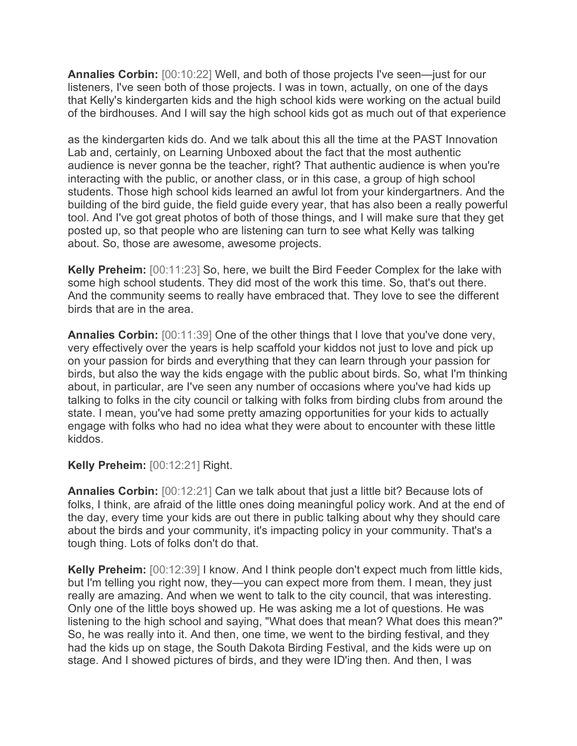**Annalies Corbin:** [00:10:22] Well, and both of those projects I've seen—just for our listeners, I've seen both of those projects. I was in town, actually, on one of the days that Kelly's kindergarten kids and the high school kids were working on the actual build of the birdhouses. And I will say the high school kids got as much out of that experience as the kindergarten kids do. And we talk about this all the time at the PAST Innovation Lab and, certainly, on Learning Unboxed about the fact that the most authentic audience is never gonna be the teacher, right? That authentic audience is when you're interacting with the public, or another class, or in this case, a group of high school students. Those high school kids learned an awful lot from your kindergartners. And the building of the bird guide, the field guide every year, that has also been a really powerful tool. And I've got great photos of both of those things, and I will make sure that they get posted up, so that people who are listening can turn to see what Kelly was talking about. So, those are awesome, awesome projects.

**Kelly Preheim:** [00:11:23] So, here, we built the Bird Feeder Complex for the lake with some high school students. They did most of the work this time. So, that's out there. And the community seems to really have embraced that. They love to see the different birds that are in the area.

**Annalies Corbin:** [00:11:39] One of the other things that I love that you've done very, very effectively over the years is help scaffold your kiddos not just to love and pick up on your passion for birds and everything that they can learn through your passion for birds, but also the way the kids engage with the public about birds. So, what I'm thinking about, in particular, are I've seen any number of occasions where you've had kids up talking to folks in the city council or talking with folks from birding clubs from around the state. I mean, you've had some pretty amazing opportunities for your kids to actually engage with folks who had no idea what they were about to encounter with these little kiddos.

**Kelly Preheim:** [00:12:21] Right.

**Annalies Corbin:** [00:12:21] Can we talk about that just a little bit? Because lots of folks, I think, are afraid of the little ones doing meaningful policy work. And at the end of the day, every time your kids are out there in public talking about why they should care about the birds and your community, it's impacting policy in your community. That's a tough thing. Lots of folks don't do that.

**Kelly Preheim:** [00:12:39] I know. And I think people don't expect much from little kids, but I'm telling you right now, they—you can expect more from them. I mean, they just really are amazing. And when we went to talk to the city council, that was interesting. Only one of the little boys showed up. He was asking me a lot of questions. He was listening to the high school and saying, "What does that mean? What does this mean?" So, he was really into it. And then, one time, we went to the birding festival, and they had the kids up on stage, the South Dakota Birding Festival, and the kids were up on stage. And I showed pictures of birds, and they were ID'ing then. And then, I was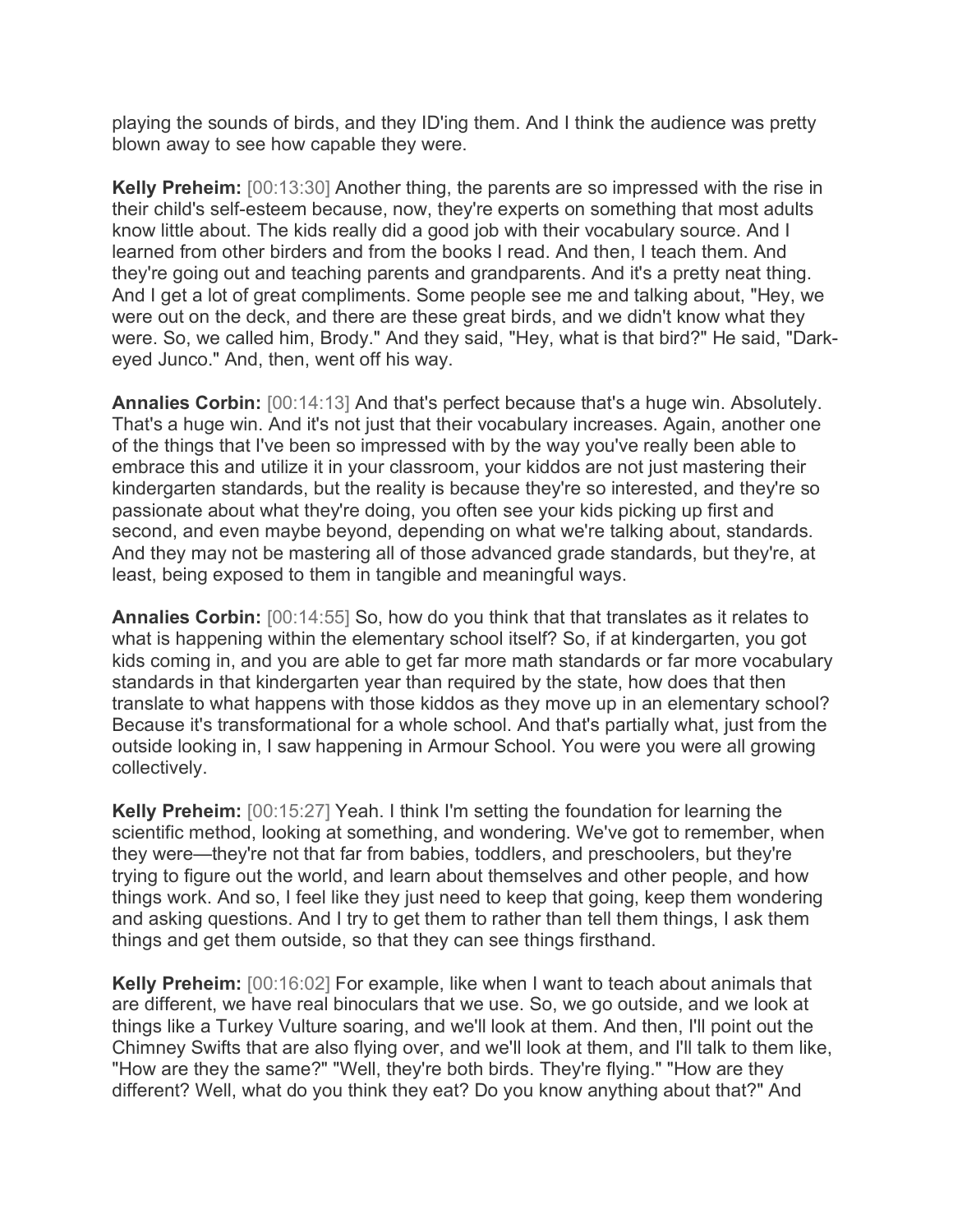playing the sounds of birds, and they ID'ing them. And I think the audience was pretty blown away to see how capable they were.

**Kelly Preheim:** [00:13:30] Another thing, the parents are so impressed with the rise in their child's self-esteem because, now, they're experts on something that most adults know little about. The kids really did a good job with their vocabulary source. And I learned from other birders and from the books I read. And then, I teach them. And they're going out and teaching parents and grandparents. And it's a pretty neat thing. And I get a lot of great compliments. Some people see me and talking about, "Hey, we were out on the deck, and there are these great birds, and we didn't know what they were. So, we called him, Brody." And they said, "Hey, what is that bird?" He said, "Dark-eyed Junco." And, then, went off his way.

**Annalies Corbin:** [00:14:13] And that's perfect because that's a huge win. Absolutely. That's a huge win. And it's not just that their vocabulary increases. Again, another one of the things that I've been so impressed with by the way you've really been able to embrace this and utilize it in your classroom, your kiddos are not just mastering their kindergarten standards, but the reality is because they're so interested, and they're so passionate about what they're doing, you often see your kids picking up first and second, and even maybe beyond, depending on what we're talking about, standards. And they may not be mastering all of those advanced grade standards, but they're, at least, being exposed to them in tangible and meaningful ways.

**Annalies Corbin:** [00:14:55] So, how do you think that that translates as it relates to what is happening within the elementary school itself? So, if at kindergarten, you got kids coming in, and you are able to get far more math standards or far more vocabulary standards in that kindergarten year than required by the state, how does that then translate to what happens with those kiddos as they move up in an elementary school? Because it's transformational for a whole school. And that's partially what, just from the outside looking in, I saw happening in Armour School. You were you were all growing collectively.

**Kelly Preheim:** [00:15:27] Yeah. I think I'm setting the foundation for learning the scientific method, looking at something, and wondering. We've got to remember, when they were—they're not that far from babies, toddlers, and preschoolers, but they're trying to figure out the world, and learn about themselves and other people, and how things work. And so, I feel like they just need to keep that going, keep them wondering and asking questions. And I try to get them to rather than tell them things, I ask them things and get them outside, so that they can see things firsthand.

**Kelly Preheim:** [00:16:02] For example, like when I want to teach about animals that are different, we have real binoculars that we use. So, we go outside, and we look at things like a Turkey Vulture soaring, and we'll look at them. And then, I'll point out the Chimney Swifts that are also flying over, and we'll look at them, and I'll talk to them like, "How are they the same?" "Well, they're both birds. They're flying." "How are they different? Well, what do you think they eat? Do you know anything about that?" And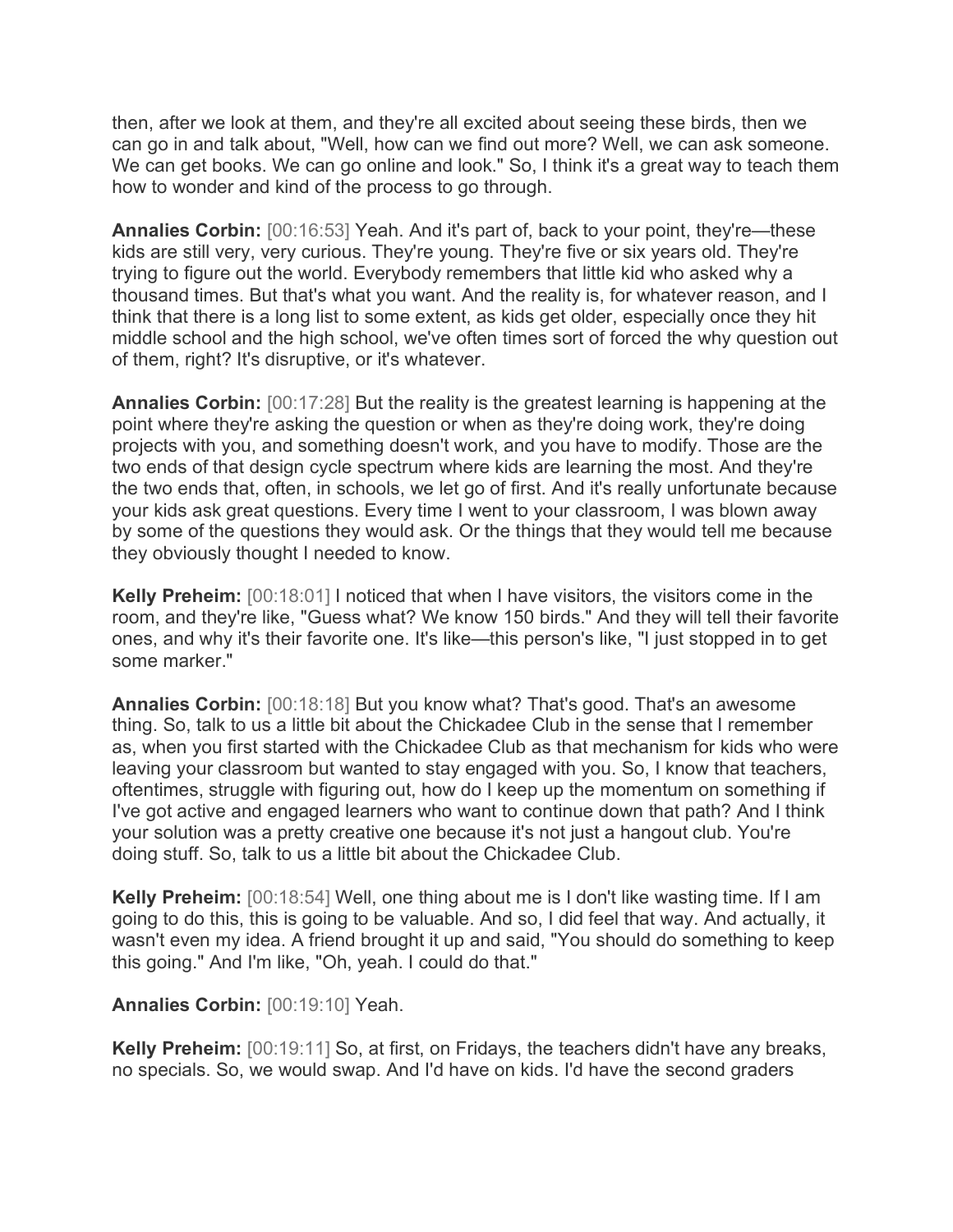then, after we look at them, and they're all excited about seeing these birds, then we can go in and talk about, "Well, how can we find out more? Well, we can ask someone. We can get books. We can go online and look." So, I think it's a great way to teach them how to wonder and kind of the process to go through.

**Annalies Corbin:** [00:16:53] Yeah. And it's part of, back to your point, they're—these kids are still very, very curious. They're young. They're five or six years old. They're trying to figure out the world. Everybody remembers that little kid who asked why a thousand times. But that's what you want. And the reality is, for whatever reason, and I think that there is a long list to some extent, as kids get older, especially once they hit middle school and the high school, we've often times sort of forced the why question out of them, right? It's disruptive, or it's whatever.

**Annalies Corbin:** [00:17:28] But the reality is the greatest learning is happening at the point where they're asking the question or when as they're doing work, they're doing projects with you, and something doesn't work, and you have to modify. Those are the two ends of that design cycle spectrum where kids are learning the most. And they're the two ends that, often, in schools, we let go of first. And it's really unfortunate because your kids ask great questions. Every time I went to your classroom, I was blown away by some of the questions they would ask. Or the things that they would tell me because they obviously thought I needed to know.

**Kelly Preheim:** [00:18:01] I noticed that when I have visitors, the visitors come in the room, and they're like, "Guess what? We know 150 birds." And they will tell their favorite ones, and why it's their favorite one. It's like—this person's like, "I just stopped in to get some marker."

**Annalies Corbin:** [00:18:18] But you know what? That's good. That's an awesome thing. So, talk to us a little bit about the Chickadee Club in the sense that I remember as, when you first started with the Chickadee Club as that mechanism for kids who were leaving your classroom but wanted to stay engaged with you. So, I know that teachers, oftentimes, struggle with figuring out, how do I keep up the momentum on something if I've got active and engaged learners who want to continue down that path? And I think your solution was a pretty creative one because it's not just a hangout club. You're doing stuff. So, talk to us a little bit about the Chickadee Club.

**Kelly Preheim:** [00:18:54] Well, one thing about me is I don't like wasting time. If I am going to do this, this is going to be valuable. And so, I did feel that way. And actually, it wasn't even my idea. A friend brought it up and said, "You should do something to keep this going." And I'm like, "Oh, yeah. I could do that."

**Annalies Corbin:** [00:19:10] Yeah.

**Kelly Preheim:** [00:19:11] So, at first, on Fridays, the teachers didn't have any breaks, no specials. So, we would swap. And I'd have on kids. I'd have the second graders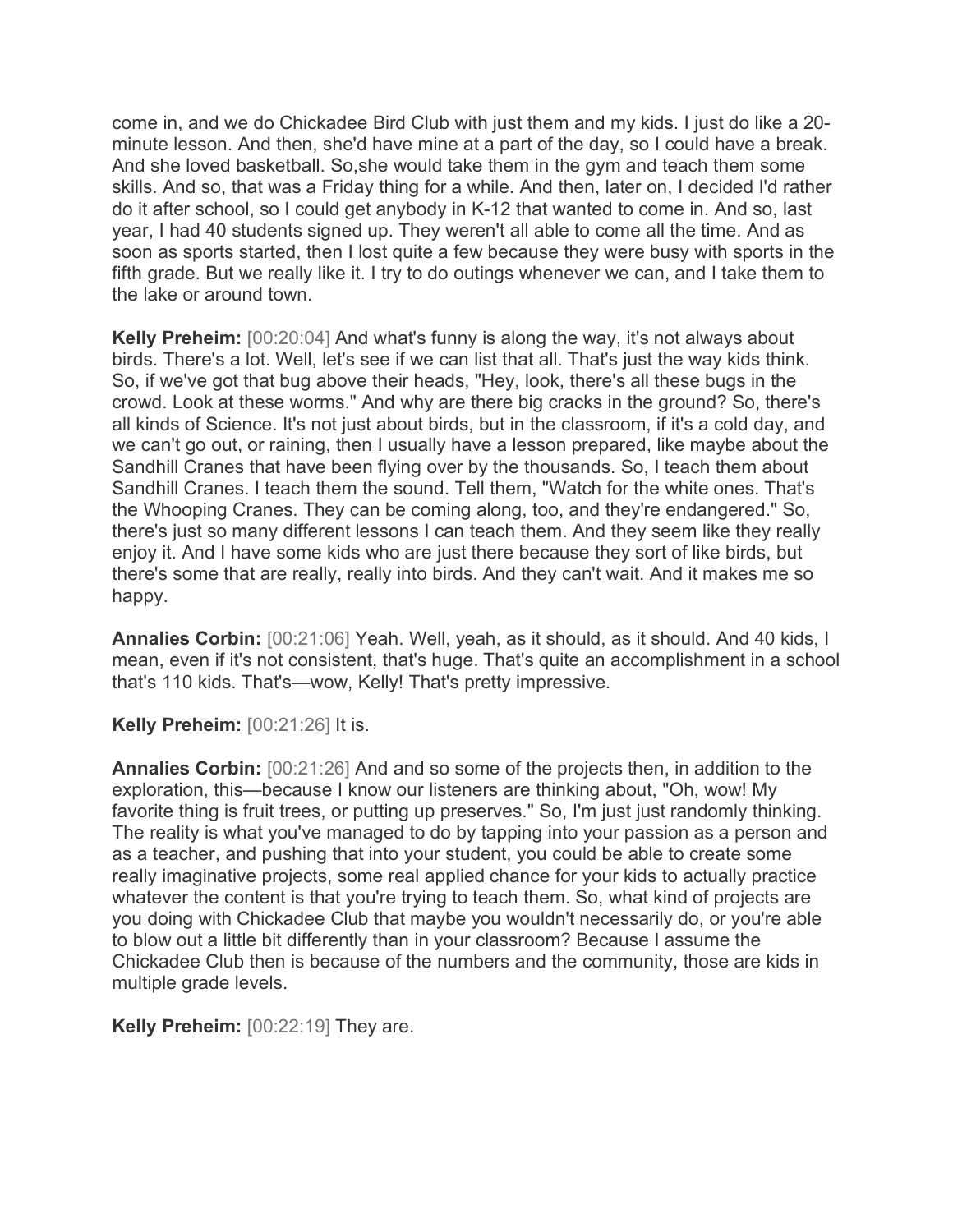come in, and we do Chickadee Bird Club with just them and my kids. I just do like a 20-minute lesson. And then, she'd have mine at a part of the day, so I could have a break. And she loved basketball. So,she would take them in the gym and teach them some skills. And so, that was a Friday thing for a while. And then, later on, I decided I'd rather do it after school, so I could get anybody in K-12 that wanted to come in. And so, last year, I had 40 students signed up. They weren't all able to come all the time. And as soon as sports started, then I lost quite a few because they were busy with sports in the fifth grade. But we really like it. I try to do outings whenever we can, and I take them to the lake or around town.

**Kelly Preheim:** [00:20:04] And what's funny is along the way, it's not always about birds. There's a lot. Well, let's see if we can list that all. That's just the way kids think. So, if we've got that bug above their heads, "Hey, look, there's all these bugs in the crowd. Look at these worms." And why are there big cracks in the ground? So, there's all kinds of Science. It's not just about birds, but in the classroom, if it's a cold day, and we can't go out, or raining, then I usually have a lesson prepared, like maybe about the Sandhill Cranes that have been flying over by the thousands. So, I teach them about Sandhill Cranes. I teach them the sound. Tell them, "Watch for the white ones. That's the Whooping Cranes. They can be coming along, too, and they're endangered." So, there's just so many different lessons I can teach them. And they seem like they really enjoy it. And I have some kids who are just there because they sort of like birds, but there's some that are really, really into birds. And they can't wait. And it makes me so happy.

**Annalies Corbin:** [00:21:06] Yeah. Well, yeah, as it should, as it should. And 40 kids, I mean, even if it's not consistent, that's huge. That's quite an accomplishment in a school that's 110 kids. That's—wow, Kelly! That's pretty impressive.

**Kelly Preheim:** [00:21:26] It is.

**Annalies Corbin:** [00:21:26] And and so some of the projects then, in addition to the exploration, this—because I know our listeners are thinking about, "Oh, wow! My favorite thing is fruit trees, or putting up preserves." So, I'm just just randomly thinking. The reality is what you've managed to do by tapping into your passion as a person and as a teacher, and pushing that into your student, you could be able to create some really imaginative projects, some real applied chance for your kids to actually practice whatever the content is that you're trying to teach them. So, what kind of projects are you doing with Chickadee Club that maybe you wouldn't necessarily do, or you're able to blow out a little bit differently than in your classroom? Because I assume the Chickadee Club then is because of the numbers and the community, those are kids in multiple grade levels.

**Kelly Preheim:** [00:22:19] They are.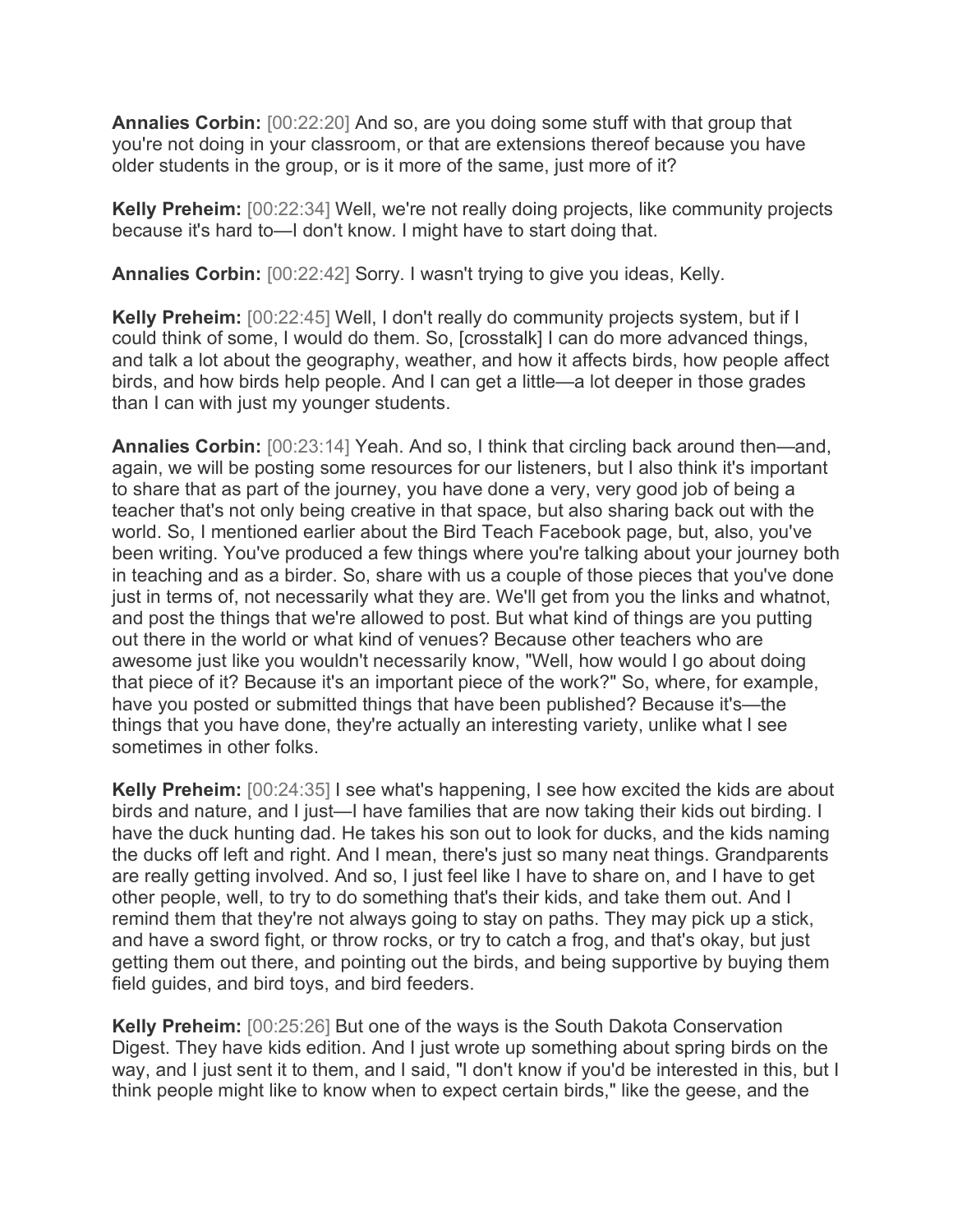**Annalies Corbin:** [00:22:20] And so, are you doing some stuff with that group that you're not doing in your classroom, or that are extensions thereof because you have older students in the group, or is it more of the same, just more of it?

**Kelly Preheim:** [00:22:34] Well, we're not really doing projects, like community projects because it's hard to—I don't know. I might have to start doing that.

**Annalies Corbin:** [00:22:42] Sorry. I wasn't trying to give you ideas, Kelly.

**Kelly Preheim:** [00:22:45] Well, I don't really do community projects system, but if I could think of some, I would do them. So, [crosstalk] I can do more advanced things, and talk a lot about the geography, weather, and how it affects birds, how people affect birds, and how birds help people. And I can get a little—a lot deeper in those grades than I can with just my younger students.

**Annalies Corbin:** [00:23:14] Yeah. And so, I think that circling back around then—and, again, we will be posting some resources for our listeners, but I also think it's important to share that as part of the journey, you have done a very, very good job of being a teacher that's not only being creative in that space, but also sharing back out with the world. So, I mentioned earlier about the Bird Teach Facebook page, but, also, you've been writing. You've produced a few things where you're talking about your journey both in teaching and as a birder. So, share with us a couple of those pieces that you've done just in terms of, not necessarily what they are. We'll get from you the links and whatnot, and post the things that we're allowed to post. But what kind of things are you putting out there in the world or what kind of venues? Because other teachers who are awesome just like you wouldn't necessarily know, "Well, how would I go about doing that piece of it? Because it's an important piece of the work?" So, where, for example, have you posted or submitted things that have been published? Because it's—the things that you have done, they're actually an interesting variety, unlike what I see sometimes in other folks.

**Kelly Preheim:** [00:24:35] I see what's happening, I see how excited the kids are about birds and nature, and I just—I have families that are now taking their kids out birding. I have the duck hunting dad. He takes his son out to look for ducks, and the kids naming the ducks off left and right. And I mean, there's just so many neat things. Grandparents are really getting involved. And so, I just feel like I have to share on, and I have to get other people, well, to try to do something that's their kids, and take them out. And I remind them that they're not always going to stay on paths. They may pick up a stick, and have a sword fight, or throw rocks, or try to catch a frog, and that's okay, but just getting them out there, and pointing out the birds, and being supportive by buying them field guides, and bird toys, and bird feeders.

**Kelly Preheim:** [00:25:26] But one of the ways is the South Dakota Conservation Digest. They have kids edition. And I just wrote up something about spring birds on the way, and I just sent it to them, and I said, "I don't know if you'd be interested in this, but I think people might like to know when to expect certain birds," like the geese, and the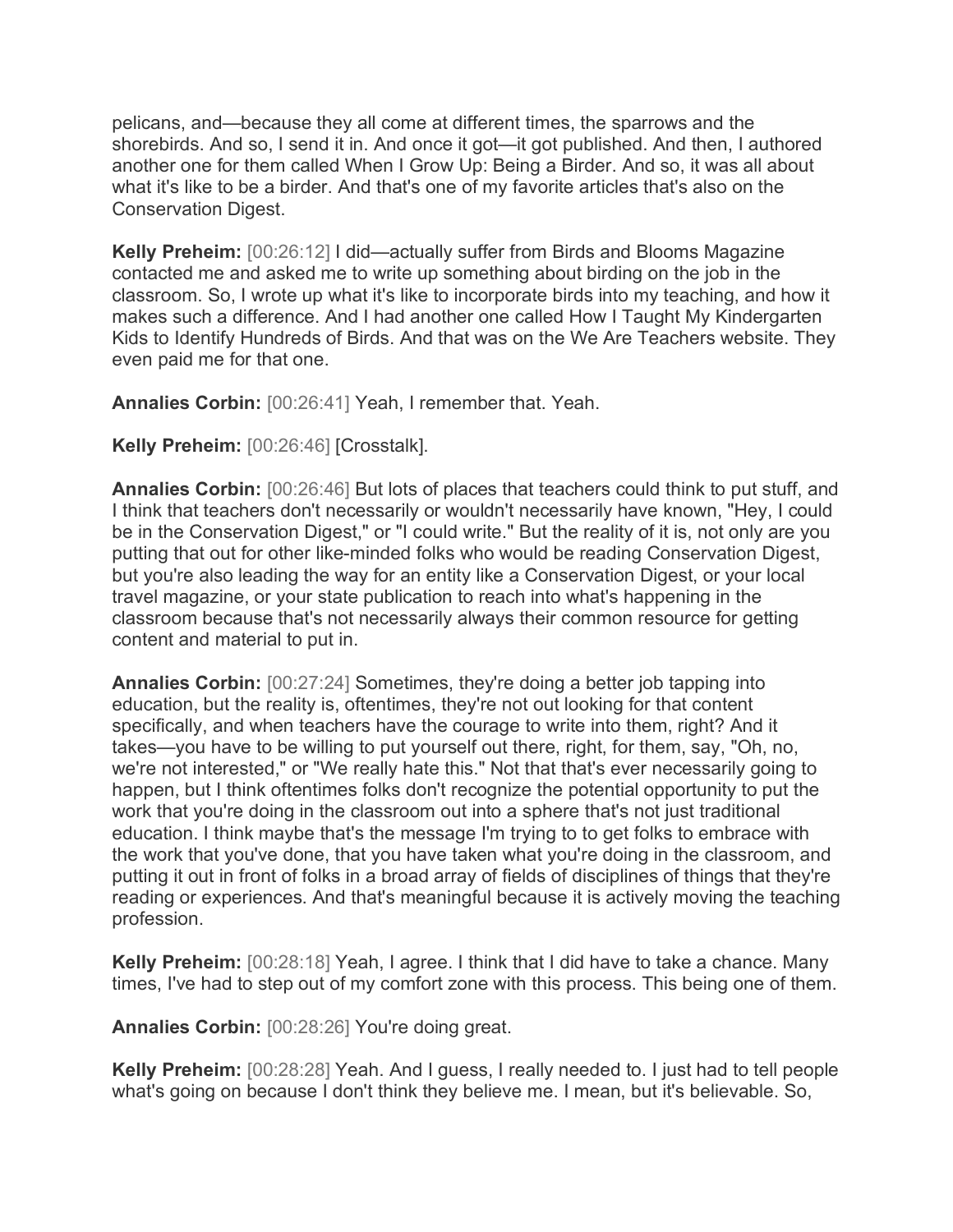pelicans, and—because they all come at different times, the sparrows and the shorebirds. And so, I send it in. And once it got—it got published. And then, I authored another one for them called When I Grow Up: Being a Birder. And so, it was all about what it's like to be a birder. And that's one of my favorite articles that's also on the Conservation Digest.

**Kelly Preheim:** [00:26:12] I did—actually suffer from Birds and Blooms Magazine contacted me and asked me to write up something about birding on the job in the classroom. So, I wrote up what it's like to incorporate birds into my teaching, and how it makes such a difference. And I had another one called How I Taught My Kindergarten Kids to Identify Hundreds of Birds. And that was on the We Are Teachers website. They even paid me for that one.

**Annalies Corbin:** [00:26:41] Yeah, I remember that. Yeah.

**Kelly Preheim:** [00:26:46] [Crosstalk].

**Annalies Corbin:** [00:26:46] But lots of places that teachers could think to put stuff, and I think that teachers don't necessarily or wouldn't necessarily have known, "Hey, I could be in the Conservation Digest," or "I could write." But the reality of it is, not only are you putting that out for other like-minded folks who would be reading Conservation Digest, but you're also leading the way for an entity like a Conservation Digest, or your local travel magazine, or your state publication to reach into what's happening in the classroom because that's not necessarily always their common resource for getting content and material to put in.

**Annalies Corbin:** [00:27:24] Sometimes, they're doing a better job tapping into education, but the reality is, oftentimes, they're not out looking for that content specifically, and when teachers have the courage to write into them, right? And it takes—you have to be willing to put yourself out there, right, for them, say, "Oh, no, we're not interested," or "We really hate this." Not that that's ever necessarily going to happen, but I think oftentimes folks don't recognize the potential opportunity to put the work that you're doing in the classroom out into a sphere that's not just traditional education. I think maybe that's the message I'm trying to to get folks to embrace with the work that you've done, that you have taken what you're doing in the classroom, and putting it out in front of folks in a broad array of fields of disciplines of things that they're reading or experiences. And that's meaningful because it is actively moving the teaching profession.

**Kelly Preheim:** [00:28:18] Yeah, I agree. I think that I did have to take a chance. Many times, I've had to step out of my comfort zone with this process. This being one of them.

**Annalies Corbin:** [00:28:26] You're doing great.

**Kelly Preheim:** [00:28:28] Yeah. And I guess, I really needed to. I just had to tell people what's going on because I don't think they believe me. I mean, but it's believable. So,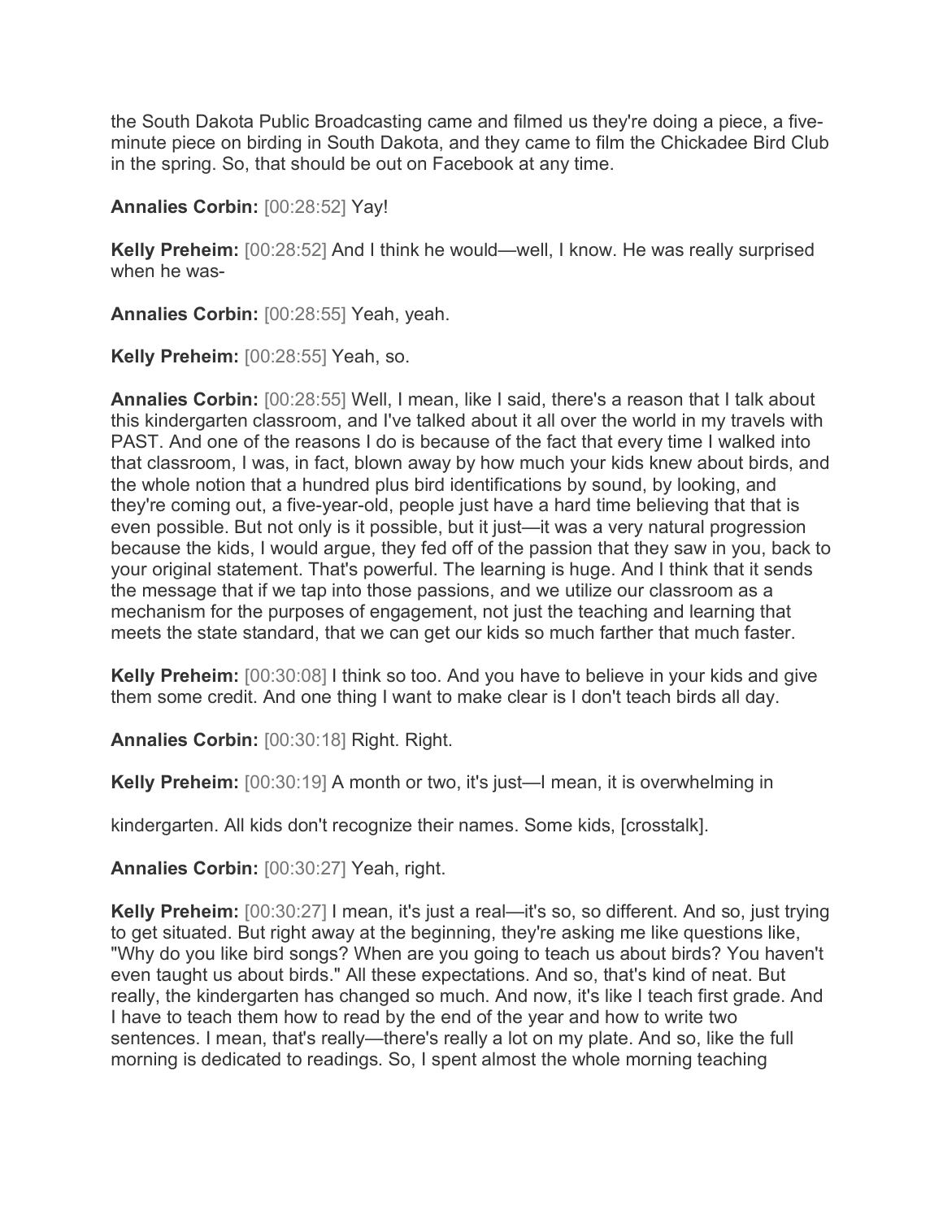the South Dakota Public Broadcasting came and filmed us they're doing a piece, a five-minute piece on birding in South Dakota, and they came to film the Chickadee Bird Club in the spring. So, that should be out on Facebook at any time.

**Annalies Corbin:** [00:28:52] Yay!

**Kelly Preheim:** [00:28:52] And I think he would—well, I know. He was really surprised when he was-

**Annalies Corbin:** [00:28:55] Yeah, yeah.

**Kelly Preheim:** [00:28:55] Yeah, so.

**Annalies Corbin:** [00:28:55] Well, I mean, like I said, there's a reason that I talk about this kindergarten classroom, and I've talked about it all over the world in my travels with PAST. And one of the reasons I do is because of the fact that every time I walked into that classroom, I was, in fact, blown away by how much your kids knew about birds, and the whole notion that a hundred plus bird identifications by sound, by looking, and they're coming out, a five-year-old, people just have a hard time believing that that is even possible. But not only is it possible, but it just—it was a very natural progression because the kids, I would argue, they fed off of the passion that they saw in you, back to your original statement. That's powerful. The learning is huge. And I think that it sends the message that if we tap into those passions, and we utilize our classroom as a mechanism for the purposes of engagement, not just the teaching and learning that meets the state standard, that we can get our kids so much farther that much faster.

**Kelly Preheim:** [00:30:08] I think so too. And you have to believe in your kids and give them some credit. And one thing I want to make clear is I don't teach birds all day.

**Annalies Corbin:** [00:30:18] Right. Right.

**Kelly Preheim:** [00:30:19] A month or two, it's just—I mean, it is overwhelming in kindergarten. All kids don't recognize their names. Some kids, [crosstalk].

**Annalies Corbin:** [00:30:27] Yeah, right.

**Kelly Preheim:** [00:30:27] I mean, it's just a real—it's so, so different. And so, just trying to get situated. But right away at the beginning, they're asking me like questions like, "Why do you like bird songs? When are you going to teach us about birds? You haven't even taught us about birds." All these expectations. And so, that's kind of neat. But really, the kindergarten has changed so much. And now, it's like I teach first grade. And I have to teach them how to read by the end of the year and how to write two sentences. I mean, that's really—there's really a lot on my plate. And so, like the full morning is dedicated to readings. So, I spent almost the whole morning teaching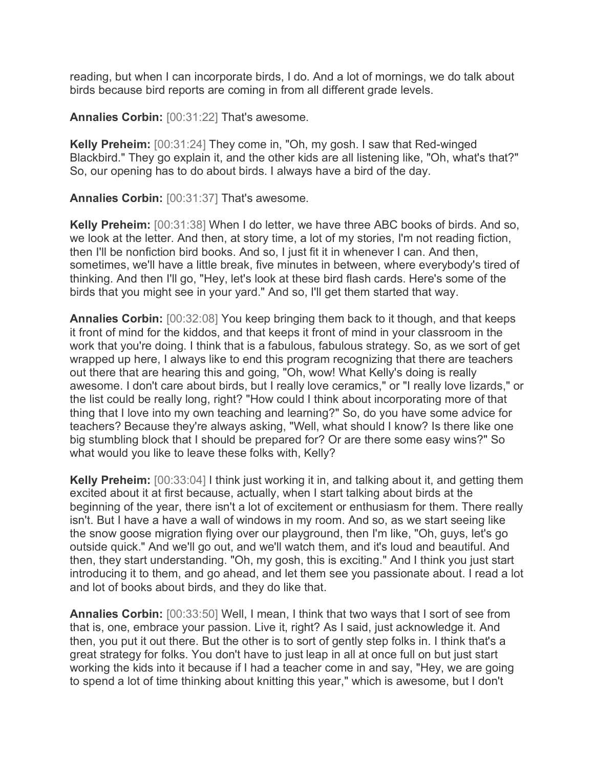reading, but when I can incorporate birds, I do. And a lot of mornings, we do talk about birds because bird reports are coming in from all different grade levels.

**Annalies Corbin:** [00:31:22] That's awesome.

**Kelly Preheim:** [00:31:24] They come in, "Oh, my gosh. I saw that Red-winged Blackbird." They go explain it, and the other kids are all listening like, "Oh, what's that?" So, our opening has to do about birds. I always have a bird of the day.

**Annalies Corbin:** [00:31:37] That's awesome.

**Kelly Preheim:** [00:31:38] When I do letter, we have three ABC books of birds. And so, we look at the letter. And then, at story time, a lot of my stories, I'm not reading fiction, then I'll be nonfiction bird books. And so, I just fit it in whenever I can. And then, sometimes, we'll have a little break, five minutes in between, where everybody's tired of thinking. And then I'll go, "Hey, let's look at these bird flash cards. Here's some of the birds that you might see in your yard." And so, I'll get them started that way.

**Annalies Corbin:** [00:32:08] You keep bringing them back to it though, and that keeps it front of mind for the kiddos, and that keeps it front of mind in your classroom in the work that you're doing. I think that is a fabulous, fabulous strategy. So, as we sort of get wrapped up here, I always like to end this program recognizing that there are teachers out there that are hearing this and going, "Oh, wow! What Kelly's doing is really awesome. I don't care about birds, but I really love ceramics," or "I really love lizards," or the list could be really long, right? "How could I think about incorporating more of that thing that I love into my own teaching and learning?" So, do you have some advice for teachers? Because they're always asking, "Well, what should I know? Is there like one big stumbling block that I should be prepared for? Or are there some easy wins?" So what would you like to leave these folks with, Kelly?

**Kelly Preheim:** [00:33:04] I think just working it in, and talking about it, and getting them excited about it at first because, actually, when I start talking about birds at the beginning of the year, there isn't a lot of excitement or enthusiasm for them. There really isn't. But I have a have a wall of windows in my room. And so, as we start seeing like the snow goose migration flying over our playground, then I'm like, "Oh, guys, let's go outside quick." And we'll go out, and we'll watch them, and it's loud and beautiful. And then, they start understanding. "Oh, my gosh, this is exciting." And I think you just start introducing it to them, and go ahead, and let them see you passionate about. I read a lot and lot of books about birds, and they do like that.

**Annalies Corbin:** [00:33:50] Well, I mean, I think that two ways that I sort of see from that is, one, embrace your passion. Live it, right? As I said, just acknowledge it. And then, you put it out there. But the other is to sort of gently step folks in. I think that's a great strategy for folks. You don't have to just leap in all at once full on but just start working the kids into it because if I had a teacher come in and say, "Hey, we are going to spend a lot of time thinking about knitting this year," which is awesome, but I don't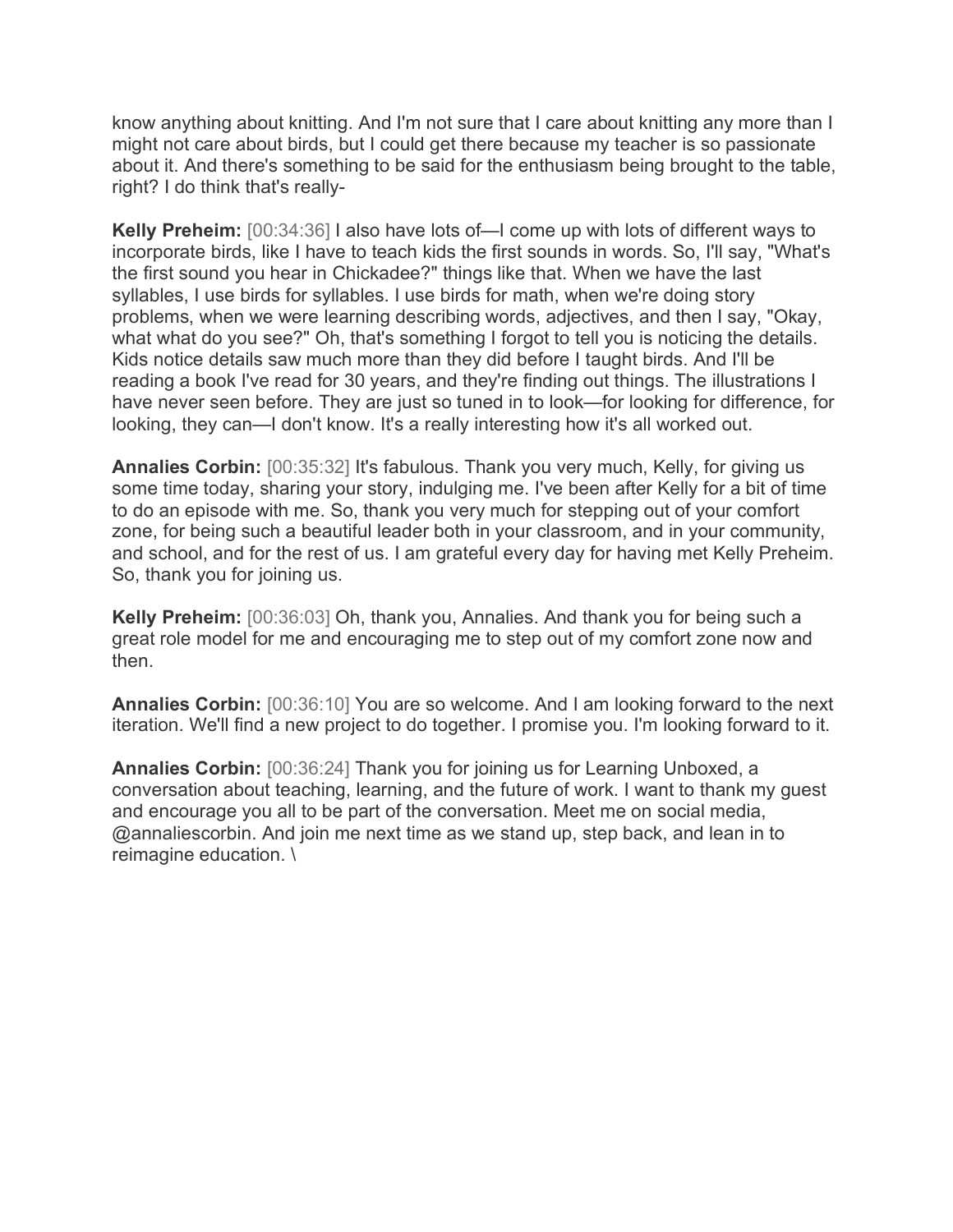know anything about knitting. And I'm not sure that I care about knitting any more than I might not care about birds, but I could get there because my teacher is so passionate about it. And there's something to be said for the enthusiasm being brought to the table, right? I do think that's really-

**Kelly Preheim:** [00:34:36] I also have lots of—I come up with lots of different ways to incorporate birds, like I have to teach kids the first sounds in words. So, I'll say, "What's the first sound you hear in Chickadee?" things like that. When we have the last syllables, I use birds for syllables. I use birds for math, when we're doing story problems, when we were learning describing words, adjectives, and then I say, "Okay, what what do you see?" Oh, that's something I forgot to tell you is noticing the details. Kids notice details saw much more than they did before I taught birds. And I'll be reading a book I've read for 30 years, and they're finding out things. The illustrations I have never seen before. They are just so tuned in to look—for looking for difference, for looking, they can—I don't know. It's a really interesting how it's all worked out.

**Annalies Corbin:** [00:35:32] It's fabulous. Thank you very much, Kelly, for giving us some time today, sharing your story, indulging me. I've been after Kelly for a bit of time to do an episode with me. So, thank you very much for stepping out of your comfort zone, for being such a beautiful leader both in your classroom, and in your community, and school, and for the rest of us. I am grateful every day for having met Kelly Preheim. So, thank you for joining us.

**Kelly Preheim:** [00:36:03] Oh, thank you, Annalies. And thank you for being such a great role model for me and encouraging me to step out of my comfort zone now and then.

**Annalies Corbin:** [00:36:10] You are so welcome. And I am looking forward to the next iteration. We'll find a new project to do together. I promise you. I'm looking forward to it.

**Annalies Corbin:** [00:36:24] Thank you for joining us for Learning Unboxed, a conversation about teaching, learning, and the future of work. I want to thank my guest and encourage you all to be part of the conversation. Meet me on social media, @annaliescorbin. And join me next time as we stand up, step back, and lean in to reimagine education. \